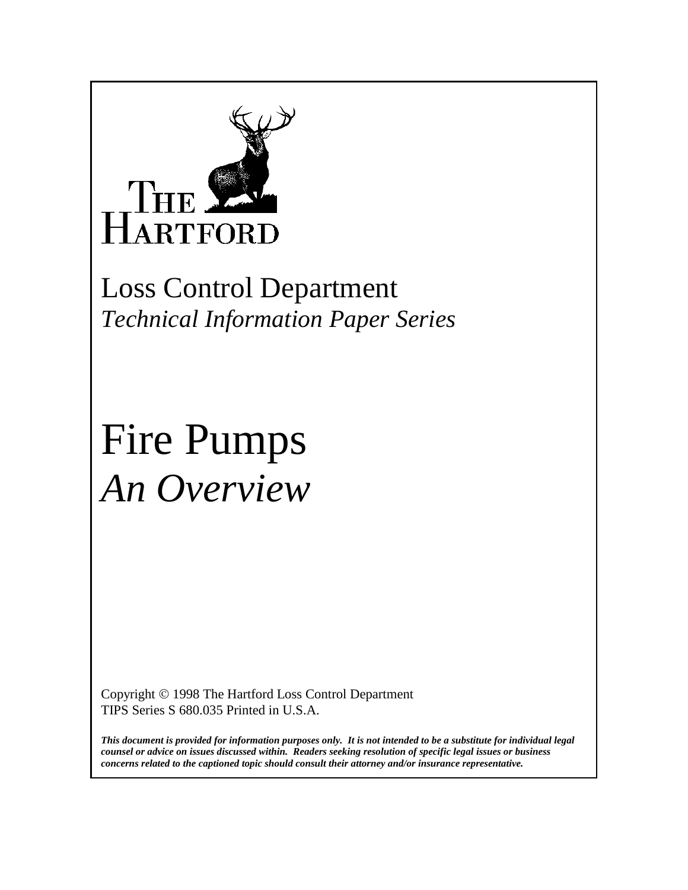THE HARTFORD

Loss Control Department
*Technical Information Paper Series*

# Fire Pumps
# *An Overview*

Copyright © 1998 The Hartford Loss Control Department
TIPS Series S 680.035 Printed in U.S.A.

***This document is provided for information purposes only. It is not intended to be a substitute for individual legal counsel or advice on issues discussed within. Readers seeking resolution of specific legal issues or business concerns related to the captioned topic should consult their attorney and/or insurance representative.***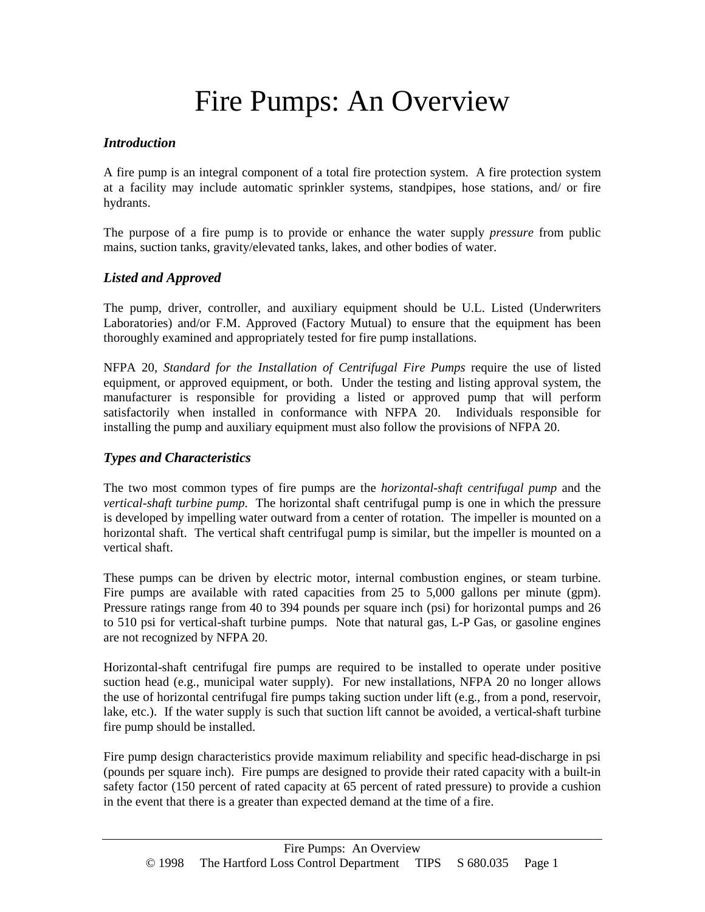# Fire Pumps: An Overview

### *Introduction*

A fire pump is an integral component of a total fire protection system. A fire protection system at a facility may include automatic sprinkler systems, standpipes, hose stations, and/ or fire hydrants.

The purpose of a fire pump is to provide or enhance the water supply *pressure* from public mains, suction tanks, gravity/elevated tanks, lakes, and other bodies of water.

### *Listed and Approved*

The pump, driver, controller, and auxiliary equipment should be U.L. Listed (Underwriters Laboratories) and/or F.M. Approved (Factory Mutual) to ensure that the equipment has been thoroughly examined and appropriately tested for fire pump installations.

NFPA 20, *Standard for the Installation of Centrifugal Fire Pumps* require the use of listed equipment, or approved equipment, or both. Under the testing and listing approval system, the manufacturer is responsible for providing a listed or approved pump that will perform satisfactorily when installed in conformance with NFPA 20. Individuals responsible for installing the pump and auxiliary equipment must also follow the provisions of NFPA 20.

### *Types and Characteristics*

The two most common types of fire pumps are the *horizontal-shaft centrifugal pump* and the *vertical-shaft turbine pump*. The horizontal shaft centrifugal pump is one in which the pressure is developed by impelling water outward from a center of rotation. The impeller is mounted on a horizontal shaft. The vertical shaft centrifugal pump is similar, but the impeller is mounted on a vertical shaft.

These pumps can be driven by electric motor, internal combustion engines, or steam turbine. Fire pumps are available with rated capacities from 25 to 5,000 gallons per minute (gpm). Pressure ratings range from 40 to 394 pounds per square inch (psi) for horizontal pumps and 26 to 510 psi for vertical-shaft turbine pumps. Note that natural gas, L-P Gas, or gasoline engines are not recognized by NFPA 20.

Horizontal-shaft centrifugal fire pumps are required to be installed to operate under positive suction head (e.g., municipal water supply). For new installations, NFPA 20 no longer allows the use of horizontal centrifugal fire pumps taking suction under lift (e.g., from a pond, reservoir, lake, etc.). If the water supply is such that suction lift cannot be avoided, a vertical-shaft turbine fire pump should be installed.

Fire pump design characteristics provide maximum reliability and specific head-discharge in psi (pounds per square inch). Fire pumps are designed to provide their rated capacity with a built-in safety factor (150 percent of rated capacity at 65 percent of rated pressure) to provide a cushion in the event that there is a greater than expected demand at the time of a fire.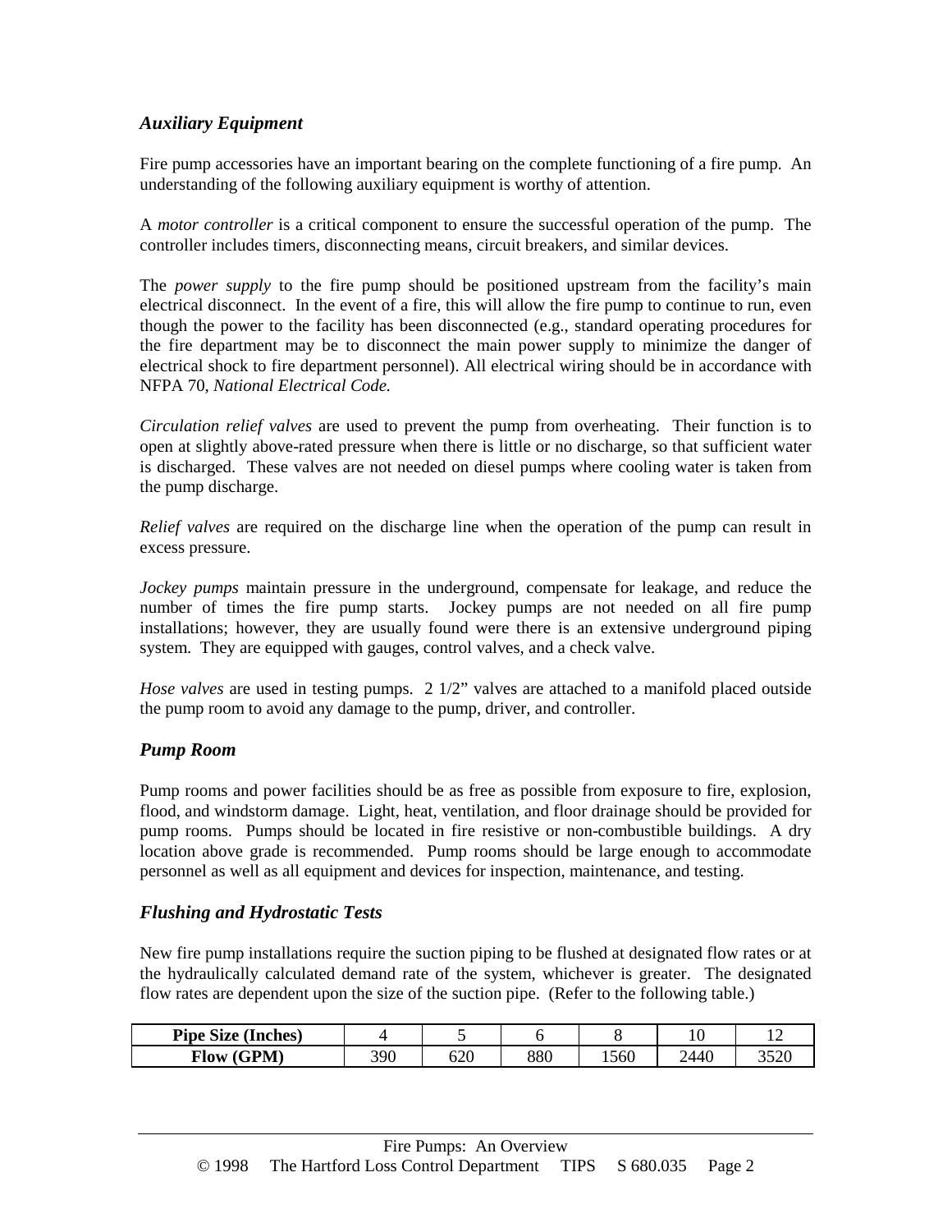### *Auxiliary Equipment*

Fire pump accessories have an important bearing on the complete functioning of a fire pump. An understanding of the following auxiliary equipment is worthy of attention.

A *motor controller* is a critical component to ensure the successful operation of the pump. The controller includes timers, disconnecting means, circuit breakers, and similar devices.

The *power supply* to the fire pump should be positioned upstream from the facility's main electrical disconnect. In the event of a fire, this will allow the fire pump to continue to run, even though the power to the facility has been disconnected (e.g., standard operating procedures for the fire department may be to disconnect the main power supply to minimize the danger of electrical shock to fire department personnel). All electrical wiring should be in accordance with NFPA 70, *National Electrical Code.*

*Circulation relief valves* are used to prevent the pump from overheating. Their function is to open at slightly above-rated pressure when there is little or no discharge, so that sufficient water is discharged. These valves are not needed on diesel pumps where cooling water is taken from the pump discharge.

*Relief valves* are required on the discharge line when the operation of the pump can result in excess pressure.

*Jockey pumps* maintain pressure in the underground, compensate for leakage, and reduce the number of times the fire pump starts. Jockey pumps are not needed on all fire pump installations; however, they are usually found were there is an extensive underground piping system. They are equipped with gauges, control valves, and a check valve.

*Hose valves* are used in testing pumps. 2 1/2" valves are attached to a manifold placed outside the pump room to avoid any damage to the pump, driver, and controller.

### *Pump Room*

Pump rooms and power facilities should be as free as possible from exposure to fire, explosion, flood, and windstorm damage. Light, heat, ventilation, and floor drainage should be provided for pump rooms. Pumps should be located in fire resistive or non-combustible buildings. A dry location above grade is recommended. Pump rooms should be large enough to accommodate personnel as well as all equipment and devices for inspection, maintenance, and testing.

### *Flushing and Hydrostatic Tests*

New fire pump installations require the suction piping to be flushed at designated flow rates or at the hydraulically calculated demand rate of the system, whichever is greater. The designated flow rates are dependent upon the size of the suction pipe. (Refer to the following table.)

| **Pipe Size (Inches)** | 4 | 5 | 6 | 8 | 10 | 12 |
|---|---|---|---|---|---|---|
| **Flow (GPM)** | 390 | 620 | 880 | 1560 | 2440 | 3520 |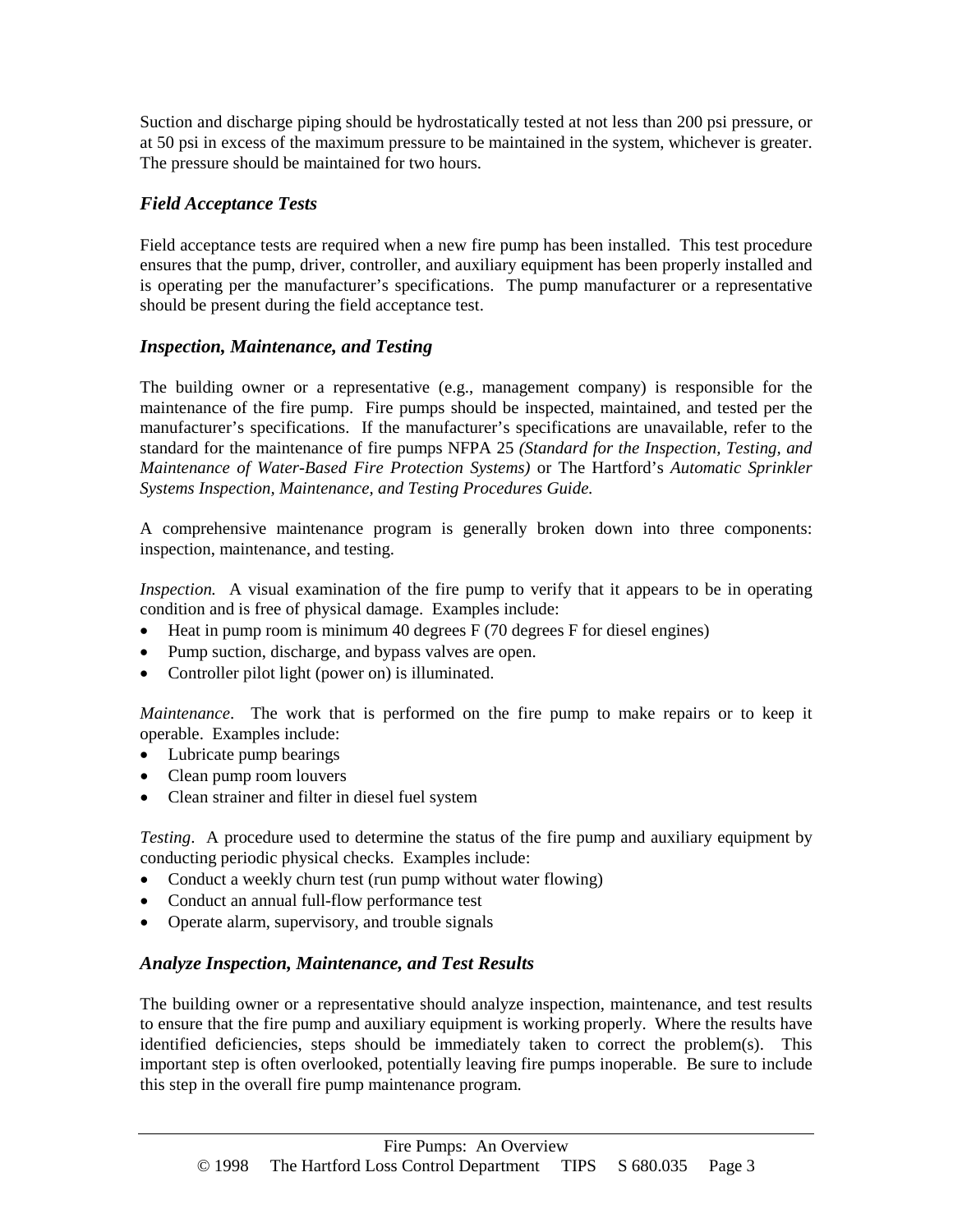Suction and discharge piping should be hydrostatically tested at not less than 200 psi pressure, or at 50 psi in excess of the maximum pressure to be maintained in the system, whichever is greater. The pressure should be maintained for two hours.

### *Field Acceptance Tests*

Field acceptance tests are required when a new fire pump has been installed. This test procedure ensures that the pump, driver, controller, and auxiliary equipment has been properly installed and is operating per the manufacturer's specifications. The pump manufacturer or a representative should be present during the field acceptance test.

### *Inspection, Maintenance, and Testing*

The building owner or a representative (e.g., management company) is responsible for the maintenance of the fire pump. Fire pumps should be inspected, maintained, and tested per the manufacturer's specifications. If the manufacturer's specifications are unavailable, refer to the standard for the maintenance of fire pumps NFPA 25 *(Standard for the Inspection, Testing, and Maintenance of Water-Based Fire Protection Systems)* or The Hartford's *Automatic Sprinkler Systems Inspection, Maintenance, and Testing Procedures Guide.*

A comprehensive maintenance program is generally broken down into three components: inspection, maintenance, and testing.

*Inspection.* A visual examination of the fire pump to verify that it appears to be in operating condition and is free of physical damage. Examples include:

- Heat in pump room is minimum 40 degrees F (70 degrees F for diesel engines)
- Pump suction, discharge, and bypass valves are open.
- Controller pilot light (power on) is illuminated.

*Maintenance*. The work that is performed on the fire pump to make repairs or to keep it operable. Examples include:

- Lubricate pump bearings
- Clean pump room louvers
- Clean strainer and filter in diesel fuel system

*Testing*. A procedure used to determine the status of the fire pump and auxiliary equipment by conducting periodic physical checks. Examples include:

- Conduct a weekly churn test (run pump without water flowing)
- Conduct an annual full-flow performance test
- Operate alarm, supervisory, and trouble signals

### *Analyze Inspection, Maintenance, and Test Results*

The building owner or a representative should analyze inspection, maintenance, and test results to ensure that the fire pump and auxiliary equipment is working properly. Where the results have identified deficiencies, steps should be immediately taken to correct the problem(s). This important step is often overlooked, potentially leaving fire pumps inoperable. Be sure to include this step in the overall fire pump maintenance program.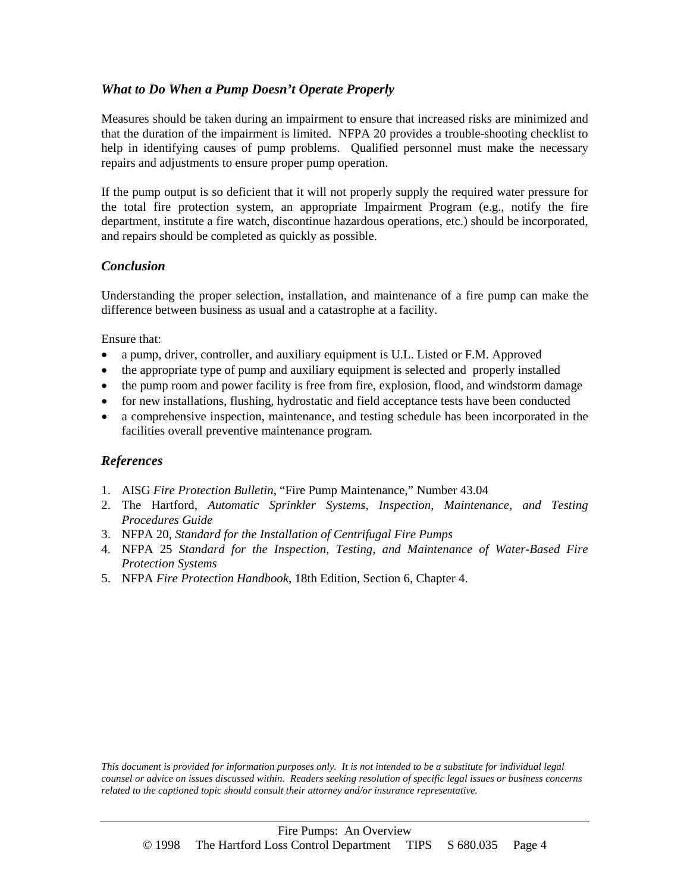### *What to Do When a Pump Doesn't Operate Properly*

Measures should be taken during an impairment to ensure that increased risks are minimized and that the duration of the impairment is limited. NFPA 20 provides a trouble-shooting checklist to help in identifying causes of pump problems. Qualified personnel must make the necessary repairs and adjustments to ensure proper pump operation.

If the pump output is so deficient that it will not properly supply the required water pressure for the total fire protection system, an appropriate Impairment Program (e.g., notify the fire department, institute a fire watch, discontinue hazardous operations, etc.) should be incorporated, and repairs should be completed as quickly as possible.

### *Conclusion*

Understanding the proper selection, installation, and maintenance of a fire pump can make the difference between business as usual and a catastrophe at a facility.

Ensure that:

- a pump, driver, controller, and auxiliary equipment is U.L. Listed or F.M. Approved
- the appropriate type of pump and auxiliary equipment is selected and properly installed
- the pump room and power facility is free from fire, explosion, flood, and windstorm damage
- for new installations, flushing, hydrostatic and field acceptance tests have been conducted
- a comprehensive inspection, maintenance, and testing schedule has been incorporated in the facilities overall preventive maintenance program.

### *References*

1. AISG *Fire Protection Bulletin*, "Fire Pump Maintenance," Number 43.04
2. The Hartford, *Automatic Sprinkler Systems, Inspection, Maintenance, and Testing Procedures Guide*
3. NFPA 20, *Standard for the Installation of Centrifugal Fire Pumps*
4. NFPA 25 *Standard for the Inspection, Testing, and Maintenance of Water-Based Fire Protection Systems*
5. NFPA *Fire Protection Handbook*, 18th Edition, Section 6, Chapter 4.

*This document is provided for information purposes only. It is not intended to be a substitute for individual legal counsel or advice on issues discussed within. Readers seeking resolution of specific legal issues or business concerns related to the captioned topic should consult their attorney and/or insurance representative.*